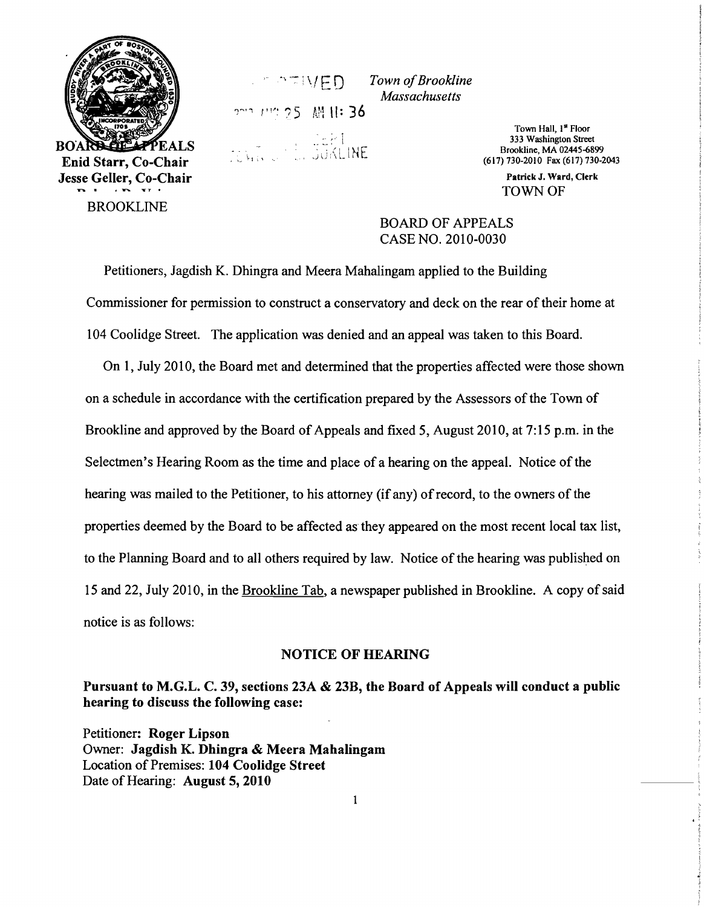BOARD OF APPEALS
Enid Starr, Co-Chair
Jesse Geller, Co-Chair

BROOKLINE

RECEIVED
2010 AUG 25 AM 11: 36
TOWN CLERK BROOKLINE

*Town of Brookline*
*Massachusetts*

Town Hall, 1st Floor
333 Washington Street
Brookline, MA 02445-6899
(617) 730-2010 Fax (617) 730-2043

Patrick J. Ward, Clerk

TOWN OF

BOARD OF APPEALS
CASE NO. 2010-0030

Petitioners, Jagdish K. Dhingra and Meera Mahalingam applied to the Building Commissioner for permission to construct a conservatory and deck on the rear of their home at 104 Coolidge Street. The application was denied and an appeal was taken to this Board.

On 1, July 2010, the Board met and determined that the properties affected were those shown on a schedule in accordance with the certification prepared by the Assessors of the Town of Brookline and approved by the Board of Appeals and fixed 5, August 2010, at 7:15 p.m. in the Selectmen's Hearing Room as the time and place of a hearing on the appeal. Notice of the hearing was mailed to the Petitioner, to his attorney (if any) of record, to the owners of the properties deemed by the Board to be affected as they appeared on the most recent local tax list, to the Planning Board and to all others required by law. Notice of the hearing was published on 15 and 22, July 2010, in the Brookline Tab, a newspaper published in Brookline. A copy of said notice is as follows:

## NOTICE OF HEARING

**Pursuant to M.G.L. C. 39, sections 23A & 23B, the Board of Appeals will conduct a public hearing to discuss the following case:**

Petitioner: **Roger Lipson**
Owner: **Jagdish K. Dhingra & Meera Mahalingam**
Location of Premises: **104 Coolidge Street**
Date of Hearing: **August 5, 2010**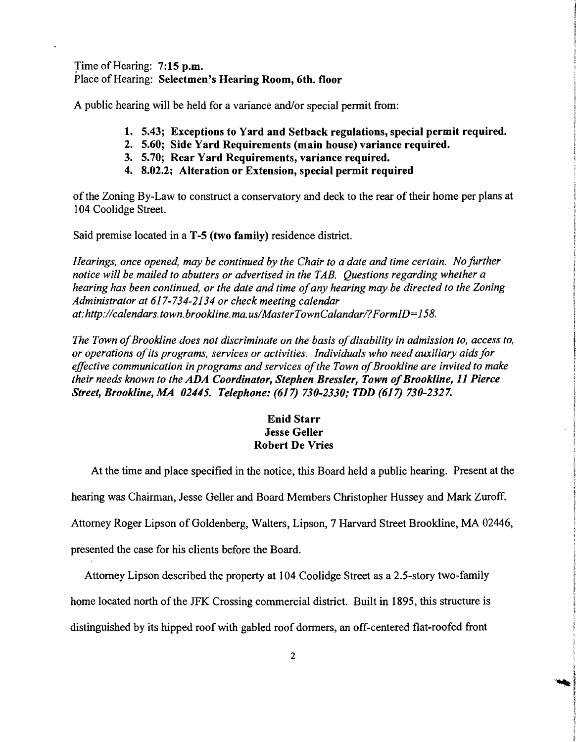Time of Hearing: **7:15 p.m.**
Place of Hearing: **Selectmen's Hearing Room, 6th. floor**

A public hearing will be held for a variance and/or special permit from:

1. **5.43; Exceptions to Yard and Setback regulations, special permit required.**
2. **5.60; Side Yard Requirements (main house) variance required.**
3. **5.70; Rear Yard Requirements, variance required.**
4. **8.02.2; Alteration or Extension, special permit required**

of the Zoning By-Law to construct a conservatory and deck to the rear of their home per plans at 104 Coolidge Street.

Said premise located in a **T-5 (two family)** residence district.

*Hearings, once opened, may be continued by the Chair to a date and time certain. No further notice will be mailed to abutters or advertised in the TAB. Questions regarding whether a hearing has been continued, or the date and time of any hearing may be directed to the Zoning Administrator at 617-734-2134 or check meeting calendar at:http://calendars.town.brookline.ma.us/MasterTownCalandar/?FormID=158.*

***The Town of Brookline does not discriminate on the basis of disability in admission to, access to, or operations of its programs, services or activities. Individuals who need auxiliary aids for effective communication in programs and services of the Town of Brookline are invited to make their needs known to the ADA Coordinator, Stephen Bressler, Town of Brookline, 11 Pierce Street, Brookline, MA 02445. Telephone: (617) 730-2330; TDD (617) 730-2327.***

**Enid Starr**
**Jesse Geller**
**Robert De Vries**

At the time and place specified in the notice, this Board held a public hearing. Present at the hearing was Chairman, Jesse Geller and Board Members Christopher Hussey and Mark Zuroff. Attorney Roger Lipson of Goldenberg, Walters, Lipson, 7 Harvard Street Brookline, MA 02446, presented the case for his clients before the Board.

Attorney Lipson described the property at 104 Coolidge Street as a 2.5-story two-family home located north of the JFK Crossing commercial district. Built in 1895, this structure is distinguished by its hipped roof with gabled roof dormers, an off-centered flat-roofed front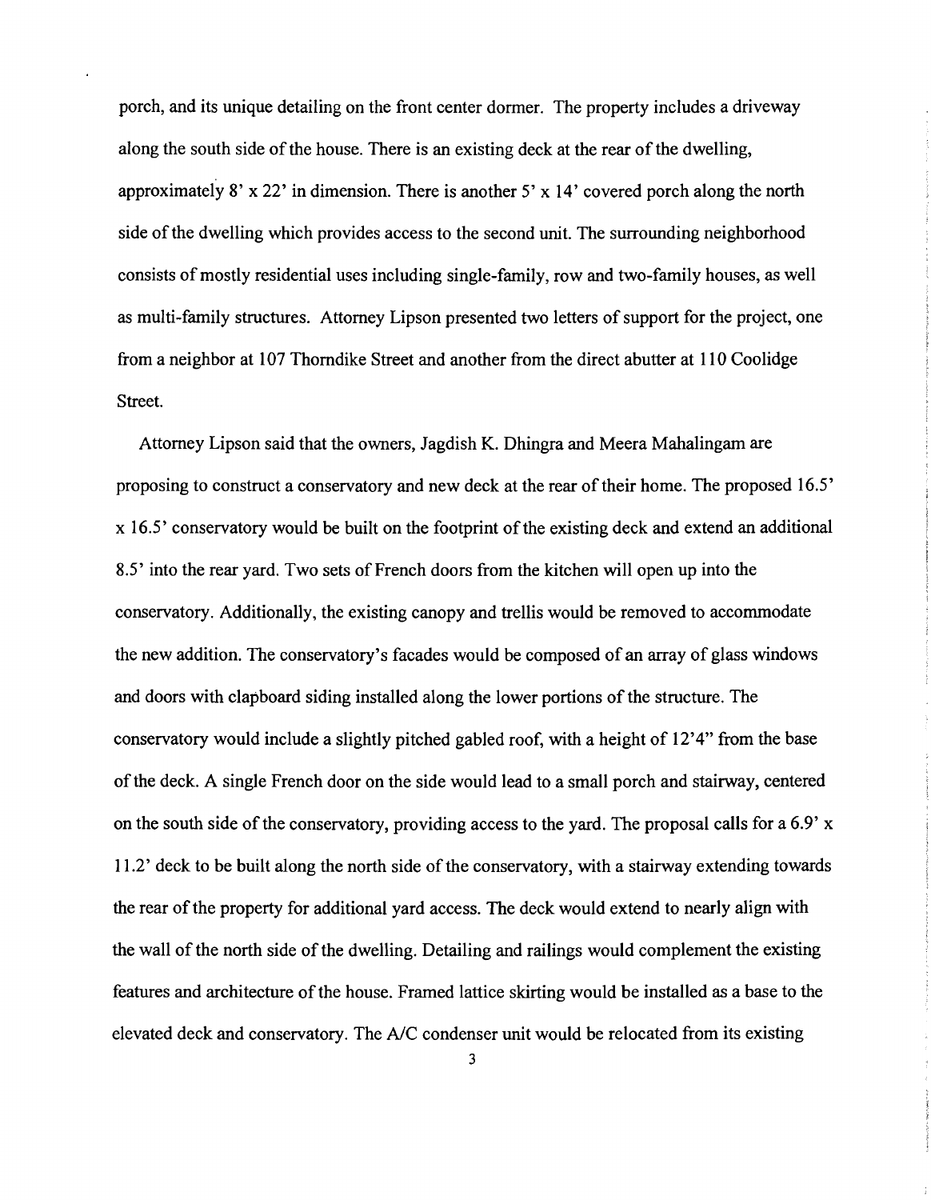porch, and its unique detailing on the front center dormer. The property includes a driveway along the south side of the house. There is an existing deck at the rear of the dwelling, approximately 8' x 22' in dimension. There is another 5' x 14' covered porch along the north side of the dwelling which provides access to the second unit. The surrounding neighborhood consists of mostly residential uses including single-family, row and two-family houses, as well as multi-family structures. Attorney Lipson presented two letters of support for the project, one from a neighbor at 107 Thorndike Street and another from the direct abutter at 110 Coolidge Street.

Attorney Lipson said that the owners, Jagdish K. Dhingra and Meera Mahalingam are proposing to construct a conservatory and new deck at the rear of their home. The proposed 16.5' x 16.5' conservatory would be built on the footprint of the existing deck and extend an additional 8.5' into the rear yard. Two sets of French doors from the kitchen will open up into the conservatory. Additionally, the existing canopy and trellis would be removed to accommodate the new addition. The conservatory's facades would be composed of an array of glass windows and doors with clapboard siding installed along the lower portions of the structure. The conservatory would include a slightly pitched gabled roof, with a height of 12'4" from the base of the deck. A single French door on the side would lead to a small porch and stairway, centered on the south side of the conservatory, providing access to the yard. The proposal calls for a 6.9' x 11.2' deck to be built along the north side of the conservatory, with a stairway extending towards the rear of the property for additional yard access. The deck would extend to nearly align with the wall of the north side of the dwelling. Detailing and railings would complement the existing features and architecture of the house. Framed lattice skirting would be installed as a base to the elevated deck and conservatory. The A/C condenser unit would be relocated from its existing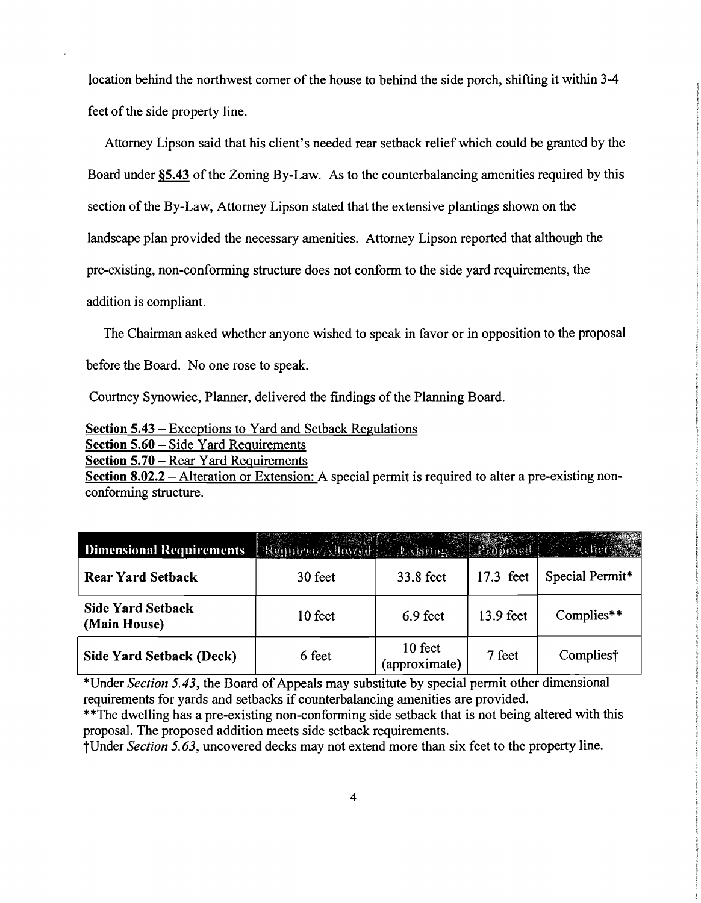location behind the northwest corner of the house to behind the side porch, shifting it within 3-4 feet of the side property line.

Attorney Lipson said that his client's needed rear setback relief which could be granted by the Board under §5.43 of the Zoning By-Law. As to the counterbalancing amenities required by this section of the By-Law, Attorney Lipson stated that the extensive plantings shown on the landscape plan provided the necessary amenities. Attorney Lipson reported that although the pre-existing, non-conforming structure does not conform to the side yard requirements, the addition is compliant.

The Chairman asked whether anyone wished to speak in favor or in opposition to the proposal before the Board. No one rose to speak.

Courtney Synowiec, Planner, delivered the findings of the Planning Board.

<u>Section 5.43 – Exceptions to Yard and Setback Regulations</u>
<u>Section 5.60 – Side Yard Requirements</u>
<u>Section 5.70 – Rear Yard Requirements</u>
<u>Section 8.02.2 – Alteration or Extension:</u> A special permit is required to alter a pre-existing non-conforming structure.

| Dimensional Requirements | Required/Allowed | Existing | Proposed | Relief |
|---|---|---|---|---|
| **Rear Yard Setback** | 30 feet | 33.8 feet | 17.3 feet | Special Permit* |
| **Side Yard Setback (Main House)** | 10 feet | 6.9 feet | 13.9 feet | Complies** |
| **Side Yard Setback (Deck)** | 6 feet | 10 feet (approximate) | 7 feet | Complies† |

*Under *Section 5.43*, the Board of Appeals may substitute by special permit other dimensional requirements for yards and setbacks if counterbalancing amenities are provided.
**The dwelling has a pre-existing non-conforming side setback that is not being altered with this proposal. The proposed addition meets side setback requirements.
†Under *Section 5.63*, uncovered decks may not extend more than six feet to the property line.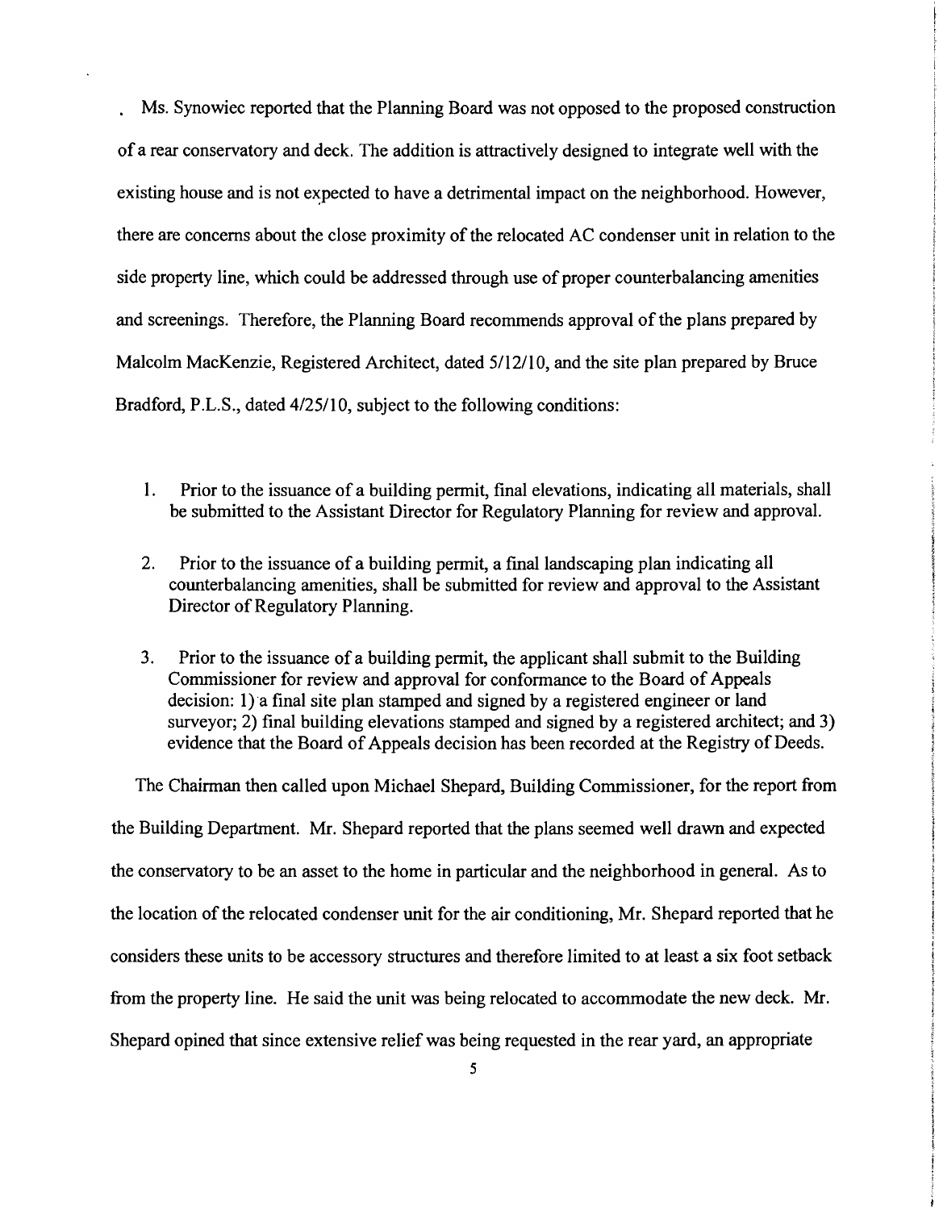Ms. Synowiec reported that the Planning Board was not opposed to the proposed construction of a rear conservatory and deck. The addition is attractively designed to integrate well with the existing house and is not expected to have a detrimental impact on the neighborhood. However, there are concerns about the close proximity of the relocated AC condenser unit in relation to the side property line, which could be addressed through use of proper counterbalancing amenities and screenings. Therefore, the Planning Board recommends approval of the plans prepared by Malcolm MacKenzie, Registered Architect, dated 5/12/10, and the site plan prepared by Bruce Bradford, P.L.S., dated 4/25/10, subject to the following conditions:

1. Prior to the issuance of a building permit, final elevations, indicating all materials, shall be submitted to the Assistant Director for Regulatory Planning for review and approval.

2. Prior to the issuance of a building permit, a final landscaping plan indicating all counterbalancing amenities, shall be submitted for review and approval to the Assistant Director of Regulatory Planning.

3. Prior to the issuance of a building permit, the applicant shall submit to the Building Commissioner for review and approval for conformance to the Board of Appeals decision: 1) a final site plan stamped and signed by a registered engineer or land surveyor; 2) final building elevations stamped and signed by a registered architect; and 3) evidence that the Board of Appeals decision has been recorded at the Registry of Deeds.

The Chairman then called upon Michael Shepard, Building Commissioner, for the report from the Building Department. Mr. Shepard reported that the plans seemed well drawn and expected the conservatory to be an asset to the home in particular and the neighborhood in general. As to the location of the relocated condenser unit for the air conditioning, Mr. Shepard reported that he considers these units to be accessory structures and therefore limited to at least a six foot setback from the property line. He said the unit was being relocated to accommodate the new deck. Mr. Shepard opined that since extensive relief was being requested in the rear yard, an appropriate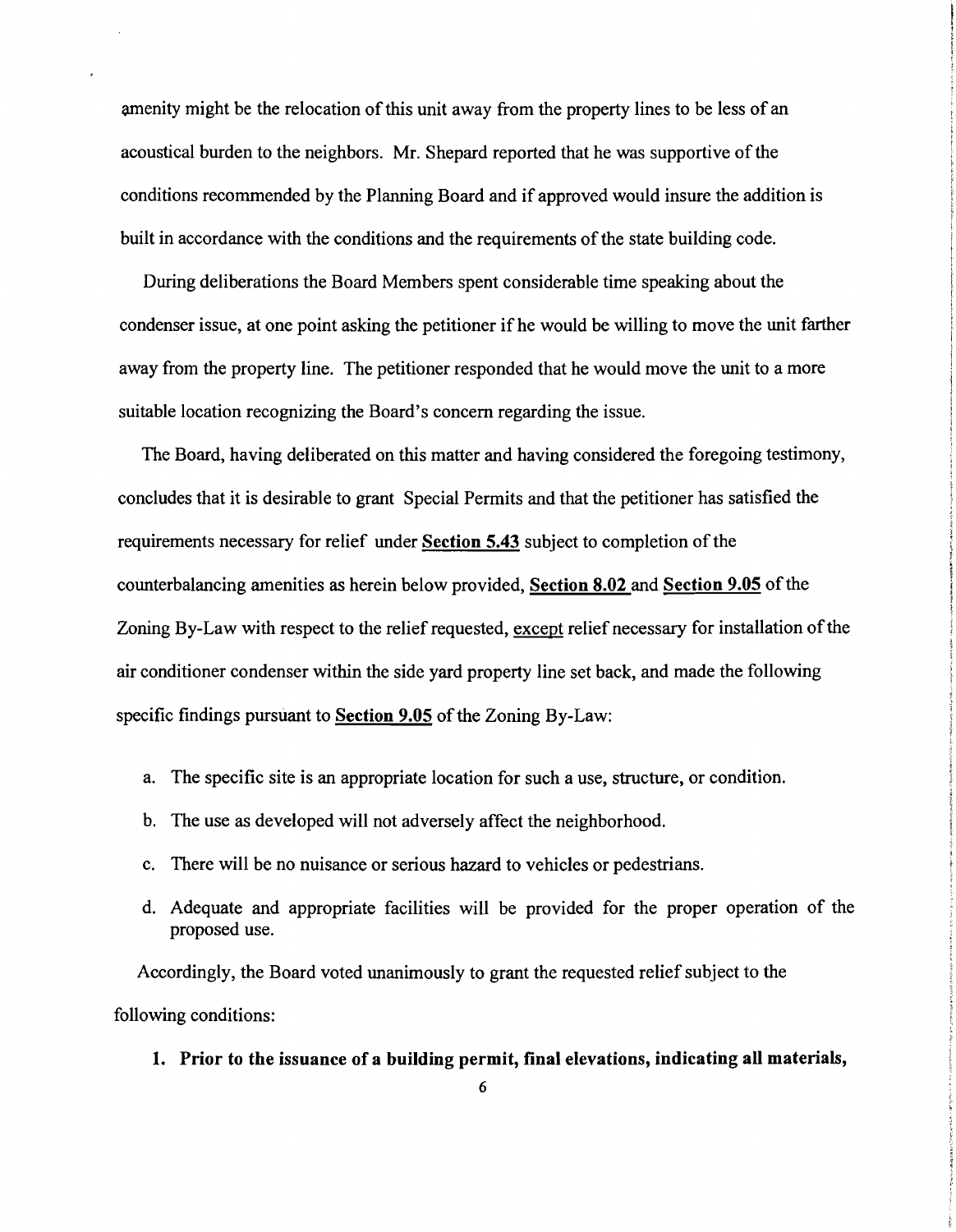amenity might be the relocation of this unit away from the property lines to be less of an acoustical burden to the neighbors. Mr. Shepard reported that he was supportive of the conditions recommended by the Planning Board and if approved would insure the addition is built in accordance with the conditions and the requirements of the state building code.

During deliberations the Board Members spent considerable time speaking about the condenser issue, at one point asking the petitioner if he would be willing to move the unit farther away from the property line. The petitioner responded that he would move the unit to a more suitable location recognizing the Board's concern regarding the issue.

The Board, having deliberated on this matter and having considered the foregoing testimony, concludes that it is desirable to grant Special Permits and that the petitioner has satisfied the requirements necessary for relief under **Section 5.43** subject to completion of the counterbalancing amenities as herein below provided, **Section 8.02** and **Section 9.05** of the Zoning By-Law with respect to the relief requested, except relief necessary for installation of the air conditioner condenser within the side yard property line set back, and made the following specific findings pursuant to **Section 9.05** of the Zoning By-Law:

a. The specific site is an appropriate location for such a use, structure, or condition.

b. The use as developed will not adversely affect the neighborhood.

c. There will be no nuisance or serious hazard to vehicles or pedestrians.

d. Adequate and appropriate facilities will be provided for the proper operation of the proposed use.

Accordingly, the Board voted unanimously to grant the requested relief subject to the following conditions:

1. **Prior to the issuance of a building permit, final elevations, indicating all materials,**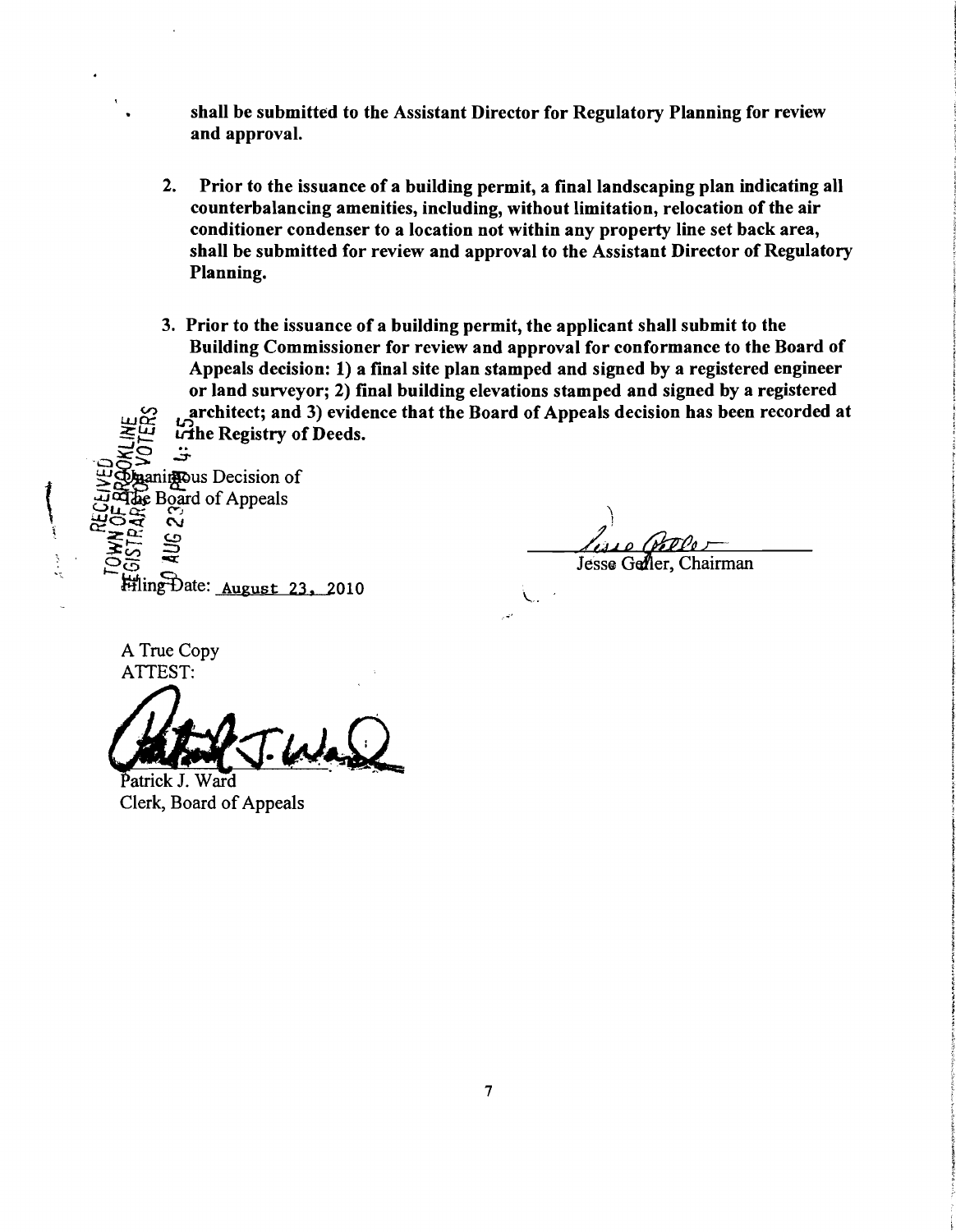**shall be submitted to the Assistant Director for Regulatory Planning for review and approval.**

2. **Prior to the issuance of a building permit, a final landscaping plan indicating all counterbalancing amenities, including, without limitation, relocation of the air conditioner condenser to a location not within any property line set back area, shall be submitted for review and approval to the Assistant Director of Regulatory Planning.**

3. **Prior to the issuance of a building permit, the applicant shall submit to the Building Commissioner for review and approval for conformance to the Board of Appeals decision: 1) a final site plan stamped and signed by a registered engineer or land surveyor; 2) final building elevations stamped and signed by a registered architect; and 3) evidence that the Board of Appeals decision has been recorded at the Registry of Deeds.**

RECEIVED
TOWN OF BROOKLINE
REGISTRAR OF VOTERS
2010 AUG 23 PM 4:55

Unanimous Decision of
The Board of Appeals

Filing Date: August 23, 2010

Jesse Geller, Chairman

A True Copy
ATTEST:

Patrick J. Ward
Clerk, Board of Appeals